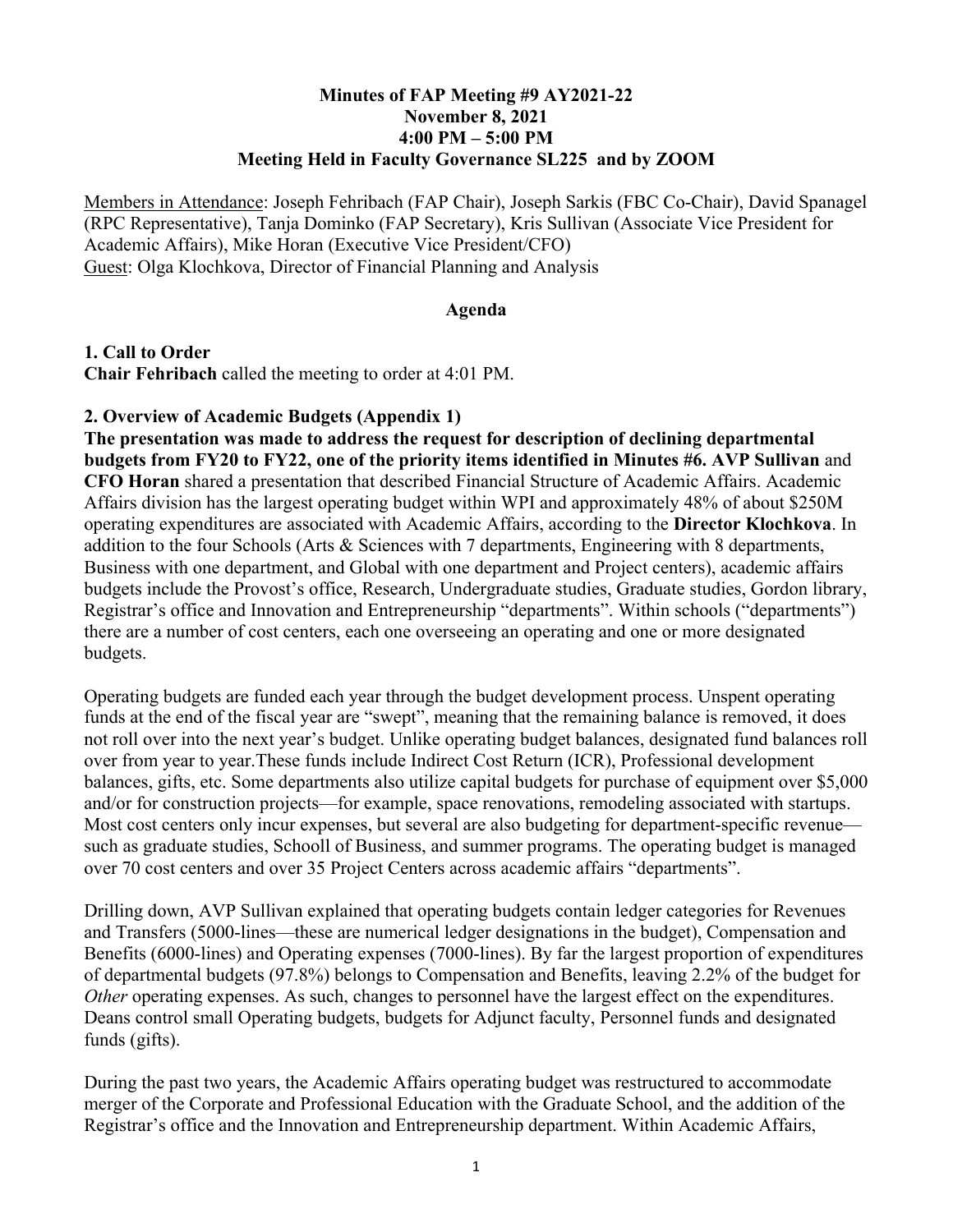**Minutes of FAP Meeting #9 AY2021-22**
**November 8, 2021**
**4:00 PM – 5:00 PM**
**Meeting Held in Faculty Governance SL225 and by ZOOM**

<u>Members in Attendance</u>: Joseph Fehribach (FAP Chair), Joseph Sarkis (FBC Co-Chair), David Spanagel (RPC Representative), Tanja Dominko (FAP Secretary), Kris Sullivan (Associate Vice President for Academic Affairs), Mike Horan (Executive Vice President/CFO)
<u>Guest</u>: Olga Klochkova, Director of Financial Planning and Analysis

**Agenda**

**1. Call to Order**
**Chair Fehribach** called the meeting to order at 4:01 PM.

**2. Overview of Academic Budgets (Appendix 1)**
**The presentation was made to address the request for description of declining departmental budgets from FY20 to FY22, one of the priority items identified in Minutes #6. AVP Sullivan** and **CFO Horan** shared a presentation that described Financial Structure of Academic Affairs. Academic Affairs division has the largest operating budget within WPI and approximately 48% of about $250M operating expenditures are associated with Academic Affairs, according to the **Director Klochkova**. In addition to the four Schools (Arts & Sciences with 7 departments, Engineering with 8 departments, Business with one department, and Global with one department and Project centers), academic affairs budgets include the Provost's office, Research, Undergraduate studies, Graduate studies, Gordon library, Registrar's office and Innovation and Entrepreneurship "departments". Within schools ("departments") there are a number of cost centers, each one overseeing an operating and one or more designated budgets.

Operating budgets are funded each year through the budget development process. Unspent operating funds at the end of the fiscal year are "swept", meaning that the remaining balance is removed, it does not roll over into the next year's budget. Unlike operating budget balances, designated fund balances roll over from year to year.These funds include Indirect Cost Return (ICR), Professional development balances, gifts, etc. Some departments also utilize capital budgets for purchase of equipment over $5,000 and/or for construction projects—for example, space renovations, remodeling associated with startups. Most cost centers only incur expenses, but several are also budgeting for department-specific revenue—such as graduate studies, Schooll of Business, and summer programs. The operating budget is managed over 70 cost centers and over 35 Project Centers across academic affairs "departments".

Drilling down, AVP Sullivan explained that operating budgets contain ledger categories for Revenues and Transfers (5000-lines—these are numerical ledger designations in the budget), Compensation and Benefits (6000-lines) and Operating expenses (7000-lines). By far the largest proportion of expenditures of departmental budgets (97.8%) belongs to Compensation and Benefits, leaving 2.2% of the budget for *Other* operating expenses. As such, changes to personnel have the largest effect on the expenditures. Deans control small Operating budgets, budgets for Adjunct faculty, Personnel funds and designated funds (gifts).

During the past two years, the Academic Affairs operating budget was restructured to accommodate merger of the Corporate and Professional Education with the Graduate School, and the addition of the Registrar's office and the Innovation and Entrepreneurship department. Within Academic Affairs,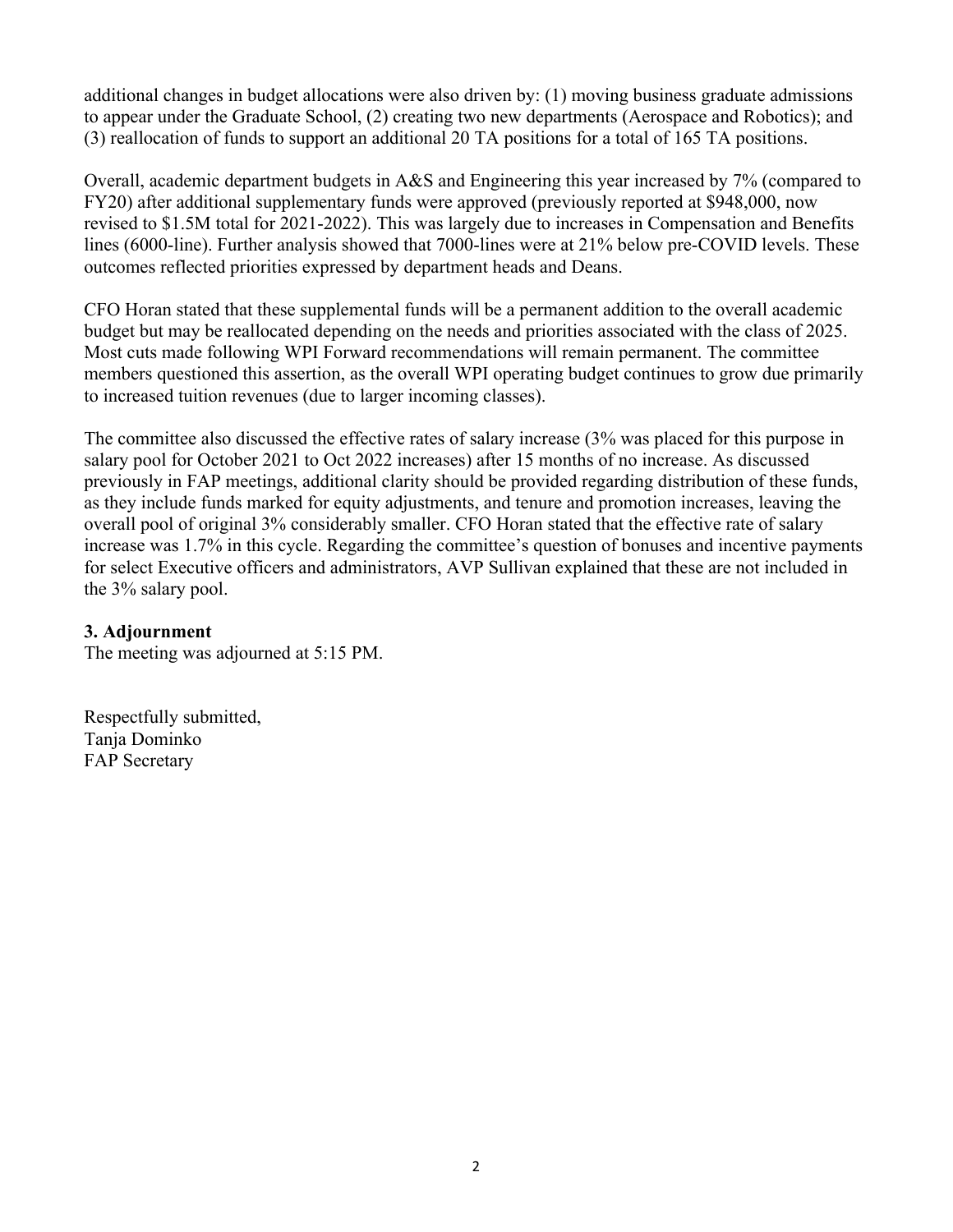additional changes in budget allocations were also driven by: (1) moving business graduate admissions to appear under the Graduate School, (2) creating two new departments (Aerospace and Robotics); and (3) reallocation of funds to support an additional 20 TA positions for a total of 165 TA positions.

Overall, academic department budgets in A&S and Engineering this year increased by 7% (compared to FY20) after additional supplementary funds were approved (previously reported at $948,000, now revised to $1.5M total for 2021-2022). This was largely due to increases in Compensation and Benefits lines (6000-line). Further analysis showed that 7000-lines were at 21% below pre-COVID levels. These outcomes reflected priorities expressed by department heads and Deans.

CFO Horan stated that these supplemental funds will be a permanent addition to the overall academic budget but may be reallocated depending on the needs and priorities associated with the class of 2025. Most cuts made following WPI Forward recommendations will remain permanent. The committee members questioned this assertion, as the overall WPI operating budget continues to grow due primarily to increased tuition revenues (due to larger incoming classes).

The committee also discussed the effective rates of salary increase (3% was placed for this purpose in salary pool for October 2021 to Oct 2022 increases) after 15 months of no increase. As discussed previously in FAP meetings, additional clarity should be provided regarding distribution of these funds, as they include funds marked for equity adjustments, and tenure and promotion increases, leaving the overall pool of original 3% considerably smaller. CFO Horan stated that the effective rate of salary increase was 1.7% in this cycle. Regarding the committee's question of bonuses and incentive payments for select Executive officers and administrators, AVP Sullivan explained that these are not included in the 3% salary pool.

**3. Adjournment**

The meeting was adjourned at 5:15 PM.

Respectfully submitted,
Tanja Dominko
FAP Secretary